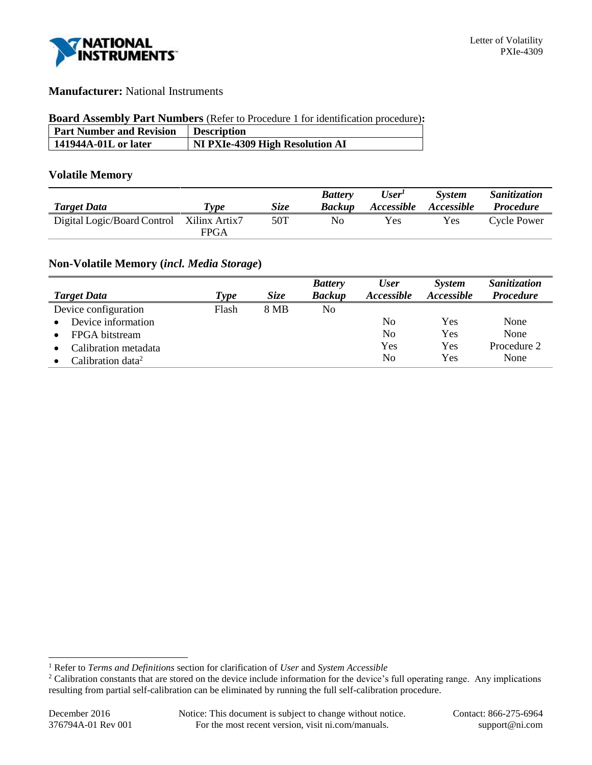Letter of Volatility
PXIe-4309

**Manufacturer:** National Instruments

**Board Assembly Part Numbers** (Refer to Procedure 1 for identification procedure)**:**

| Part Number and Revision | Description |
|---|---|
| **141944A-01L or later** | **NI PXIe-4309 High Resolution AI** |

## Volatile Memory

| *Target Data* | *Type* | *Size* | *Battery Backup* | *User[1] Accessible* | *System Accessible* | *Sanitization Procedure* |
|---|---|---|---|---|---|---|
| Digital Logic/Board Control | Xilinx Artix7 FPGA | 50T | No | Yes | Yes | Cycle Power |

## Non-Volatile Memory (*incl. Media Storage*)

| *Target Data* | *Type* | *Size* | *Battery Backup* | *User Accessible* | *System Accessible* | *Sanitization Procedure* |
|---|---|---|---|---|---|---|
| Device configuration | Flash | 8 MB | No | | | |
| • Device information | | | | No | Yes | None |
| • FPGA bitstream | | | | No | Yes | None |
| • Calibration metadata | | | | Yes | Yes | Procedure 2 |
| • Calibration data[2] | | | | No | Yes | None |

[1] Refer to *Terms and Definitions* section for clarification of *User* and *System Accessible*

[2] Calibration constants that are stored on the device include information for the device's full operating range. Any implications resulting from partial self-calibration can be eliminated by running the full self-calibration procedure.

December 2016
376794A-01 Rev 001

Notice: This document is subject to change without notice.
For the most recent version, visit ni.com/manuals.

Contact: 866-275-6964
support@ni.com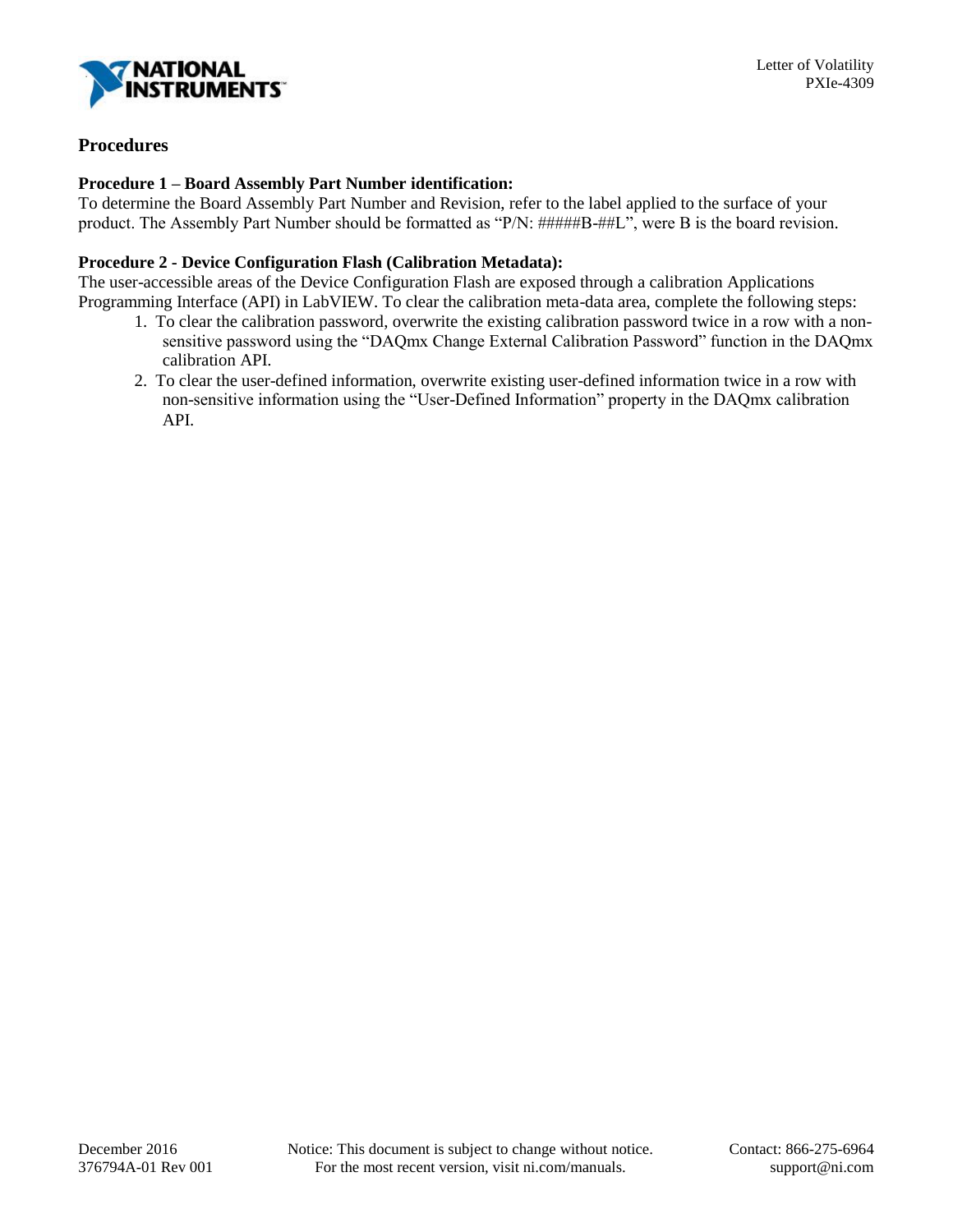## Procedures

### Procedure 1 – Board Assembly Part Number identification:

To determine the Board Assembly Part Number and Revision, refer to the label applied to the surface of your product. The Assembly Part Number should be formatted as “P/N: #####B-##L”, were B is the board revision.

### Procedure 2 - Device Configuration Flash (Calibration Metadata):

The user-accessible areas of the Device Configuration Flash are exposed through a calibration Applications Programming Interface (API) in LabVIEW. To clear the calibration meta-data area, complete the following steps:

1. To clear the calibration password, overwrite the existing calibration password twice in a row with a non-sensitive password using the “DAQmx Change External Calibration Password” function in the DAQmx calibration API.
2. To clear the user-defined information, overwrite existing user-defined information twice in a row with non-sensitive information using the “User-Defined Information” property in the DAQmx calibration API.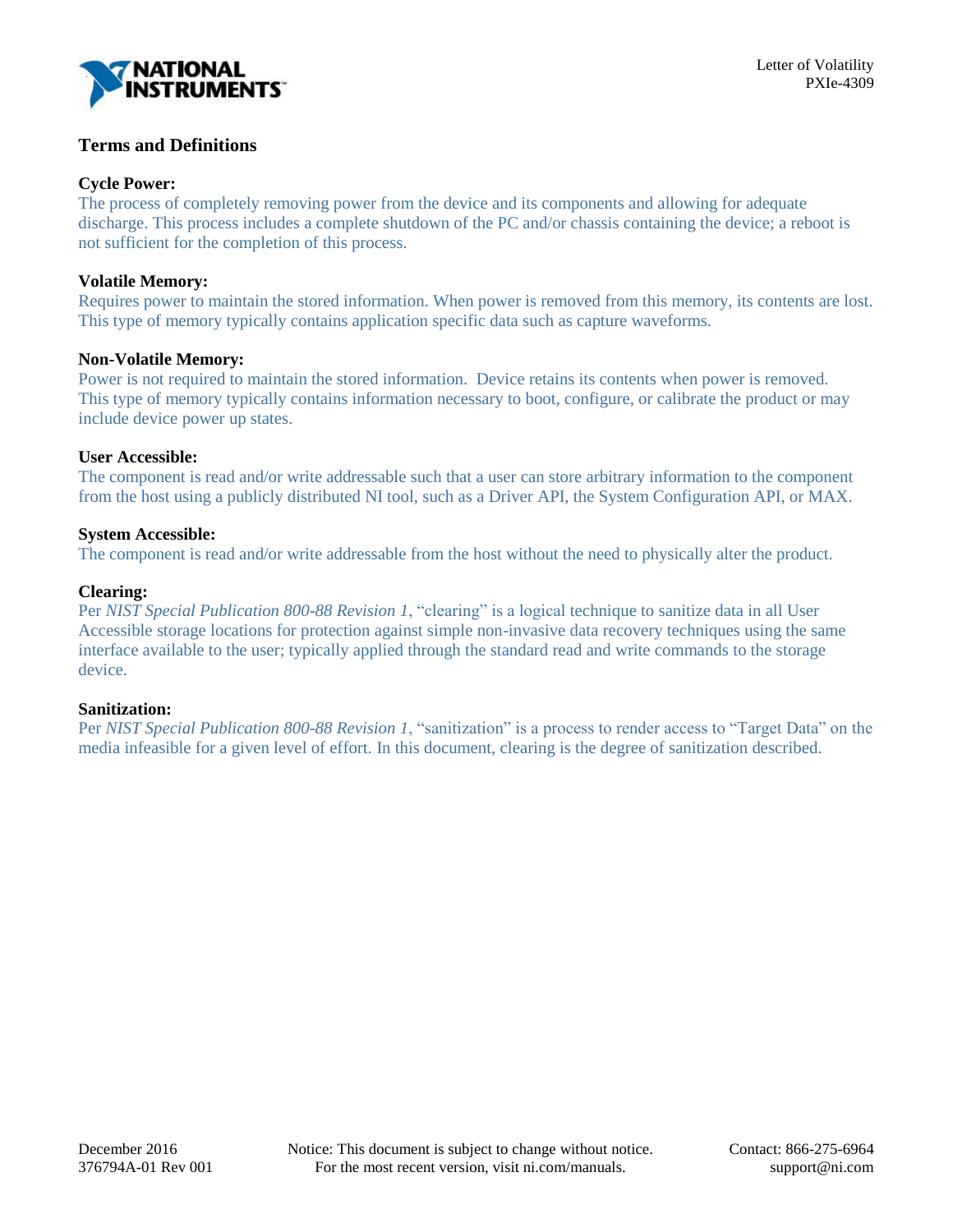## Terms and Definitions

**Cycle Power:**

The process of completely removing power from the device and its components and allowing for adequate discharge. This process includes a complete shutdown of the PC and/or chassis containing the device; a reboot is not sufficient for the completion of this process.

**Volatile Memory:**

Requires power to maintain the stored information. When power is removed from this memory, its contents are lost. This type of memory typically contains application specific data such as capture waveforms.

**Non-Volatile Memory:**

Power is not required to maintain the stored information. Device retains its contents when power is removed. This type of memory typically contains information necessary to boot, configure, or calibrate the product or may include device power up states.

**User Accessible:**

The component is read and/or write addressable such that a user can store arbitrary information to the component from the host using a publicly distributed NI tool, such as a Driver API, the System Configuration API, or MAX.

**System Accessible:**

The component is read and/or write addressable from the host without the need to physically alter the product.

**Clearing:**

Per *NIST Special Publication 800-88 Revision 1*, "clearing" is a logical technique to sanitize data in all User Accessible storage locations for protection against simple non-invasive data recovery techniques using the same interface available to the user; typically applied through the standard read and write commands to the storage device.

**Sanitization:**

Per *NIST Special Publication 800-88 Revision 1*, "sanitization" is a process to render access to "Target Data" on the media infeasible for a given level of effort. In this document, clearing is the degree of sanitization described.